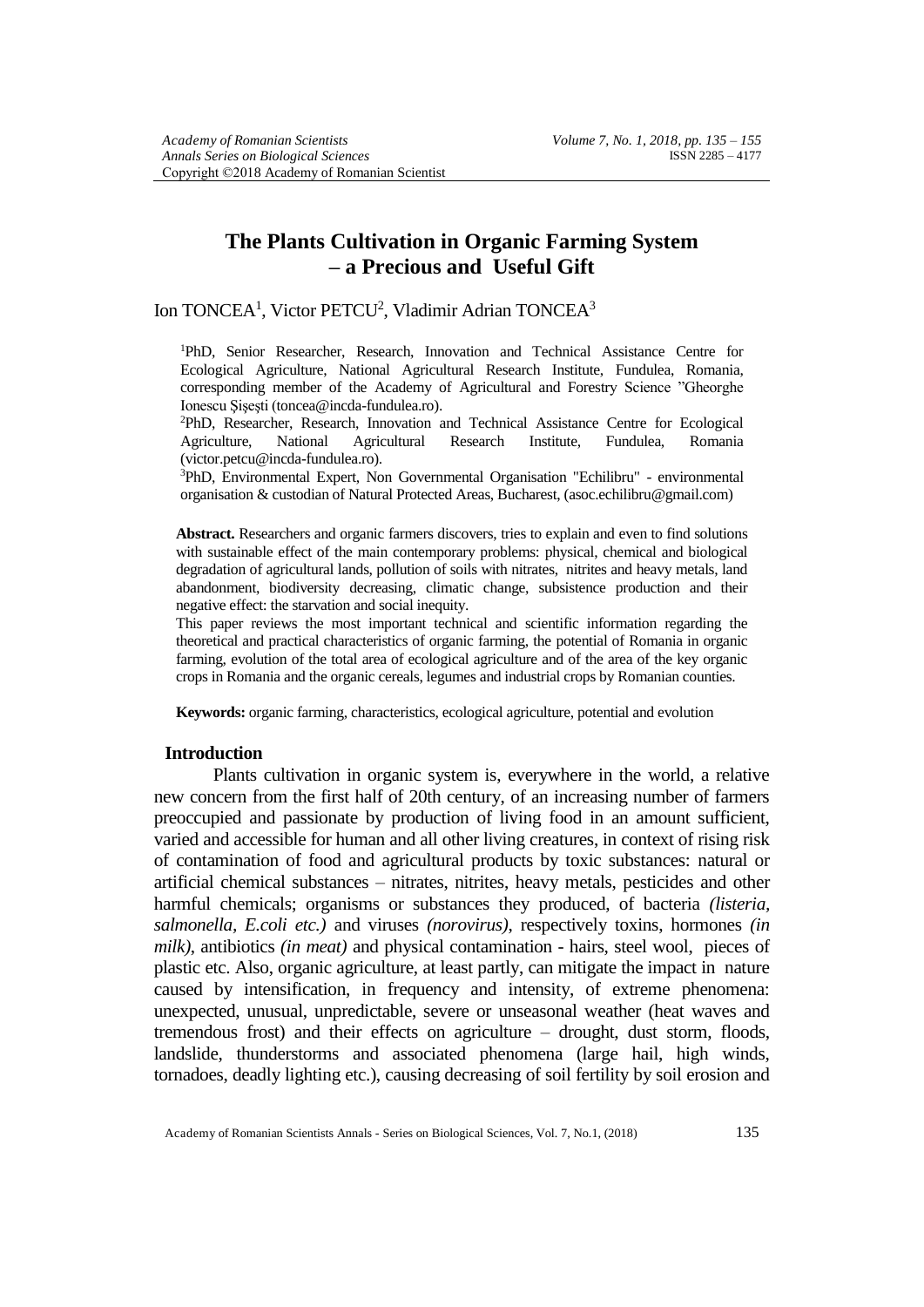# The Plants Cultivation in Organic Farming System – a Precious and Useful Gift

Ion TONCEA[1], Victor PETCU[2], Vladimir Adrian TONCEA[3]

[1]PhD, Senior Researcher, Research, Innovation and Technical Assistance Centre for Ecological Agriculture, National Agricultural Research Institute, Fundulea, Romania, corresponding member of the Academy of Agricultural and Forestry Science "Gheorghe Ionescu Şişeşti (toncea@incda-fundulea.ro).

[2]PhD, Researcher, Research, Innovation and Technical Assistance Centre for Ecological Agriculture, National Agricultural Research Institute, Fundulea, Romania (victor.petcu@incda-fundulea.ro).

[3]PhD, Environmental Expert, Non Governmental Organisation "Echilibru" - environmental organisation & custodian of Natural Protected Areas, Bucharest, (asoc.echilibru@gmail.com)

**Abstract.** Researchers and organic farmers discovers, tries to explain and even to find solutions with sustainable effect of the main contemporary problems: physical, chemical and biological degradation of agricultural lands, pollution of soils with nitrates, nitrites and heavy metals, land abandonment, biodiversity decreasing, climatic change, subsistence production and their negative effect: the starvation and social inequity.

This paper reviews the most important technical and scientific information regarding the theoretical and practical characteristics of organic farming, the potential of Romania in organic farming, evolution of the total area of ecological agriculture and of the area of the key organic crops in Romania and the organic cereals, legumes and industrial crops by Romanian counties.

**Keywords:** organic farming, characteristics, ecological agriculture, potential and evolution

## Introduction

Plants cultivation in organic system is, everywhere in the world, a relative new concern from the first half of 20th century, of an increasing number of farmers preoccupied and passionate by production of living food in an amount sufficient, varied and accessible for human and all other living creatures, in context of rising risk of contamination of food and agricultural products by toxic substances: natural or artificial chemical substances – nitrates, nitrites, heavy metals, pesticides and other harmful chemicals; organisms or substances they produced, of bacteria *(listeria, salmonella, E.coli etc.)* and viruses *(norovirus)*, respectively toxins, hormones *(in milk)*, antibiotics *(in meat)* and physical contamination - hairs, steel wool, pieces of plastic etc. Also, organic agriculture, at least partly, can mitigate the impact in nature caused by intensification, in frequency and intensity, of extreme phenomena: unexpected, unusual, unpredictable, severe or unseasonal weather (heat waves and tremendous frost) and their effects on agriculture – drought, dust storm, floods, landslide, thunderstorms and associated phenomena (large hail, high winds, tornadoes, deadly lighting etc.), causing decreasing of soil fertility by soil erosion and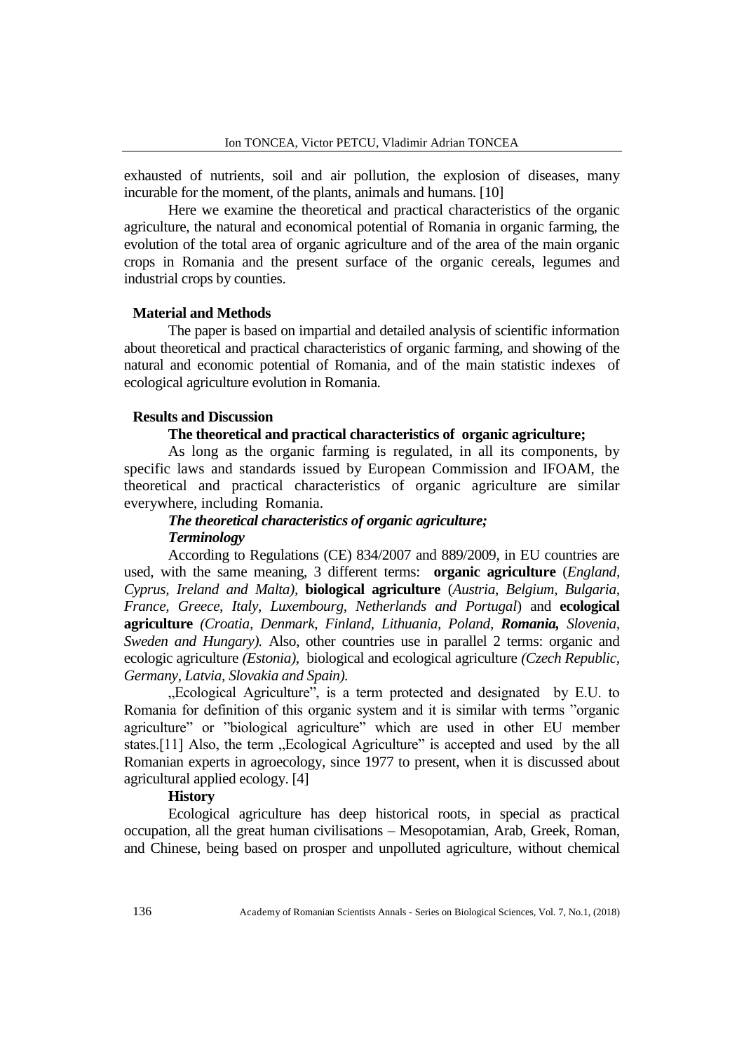exhausted of nutrients, soil and air pollution, the explosion of diseases, many incurable for the moment, of the plants, animals and humans. [10]

Here we examine the theoretical and practical characteristics of the organic agriculture, the natural and economical potential of Romania in organic farming, the evolution of the total area of organic agriculture and of the area of the main organic crops in Romania and the present surface of the organic cereals, legumes and industrial crops by counties.

## Material and Methods

The paper is based on impartial and detailed analysis of scientific information about theoretical and practical characteristics of organic farming, and showing of the natural and economic potential of Romania, and of the main statistic indexes of ecological agriculture evolution in Romania.

## Results and Discussion

### The theoretical and practical characteristics of organic agriculture;

As long as the organic farming is regulated, in all its components, by specific laws and standards issued by European Commission and IFOAM, the theoretical and practical characteristics of organic agriculture are similar everywhere, including Romania.

#### *The theoretical characteristics of organic agriculture;*

#### *Terminology*

According to Regulations (CE) 834/2007 and 889/2009, in EU countries are used, with the same meaning, 3 different terms: **organic agriculture** (*England, Cyprus, Ireland and Malta),* **biological agriculture** (*Austria, Belgium, Bulgaria, France, Greece, Italy, Luxembourg, Netherlands and Portugal*) and **ecological agriculture** *(Croatia, Denmark, Finland, Lithuania, Poland,* ***Romania,*** *Slovenia, Sweden and Hungary).* Also, other countries use in parallel 2 terms: organic and ecologic agriculture *(Estonia)*, biological and ecological agriculture *(Czech Republic, Germany, Latvia, Slovakia and Spain).*

„Ecological Agriculture", is a term protected and designated by E.U. to Romania for definition of this organic system and it is similar with terms "organic agriculture" or "biological agriculture" which are used in other EU member states.[11] Also, the term „Ecological Agriculture" is accepted and used by the all Romanian experts in agroecology, since 1977 to present, when it is discussed about agricultural applied ecology. [4]

#### History

Ecological agriculture has deep historical roots, in special as practical occupation, all the great human civilisations – Mesopotamian, Arab, Greek, Roman, and Chinese, being based on prosper and unpolluted agriculture, without chemical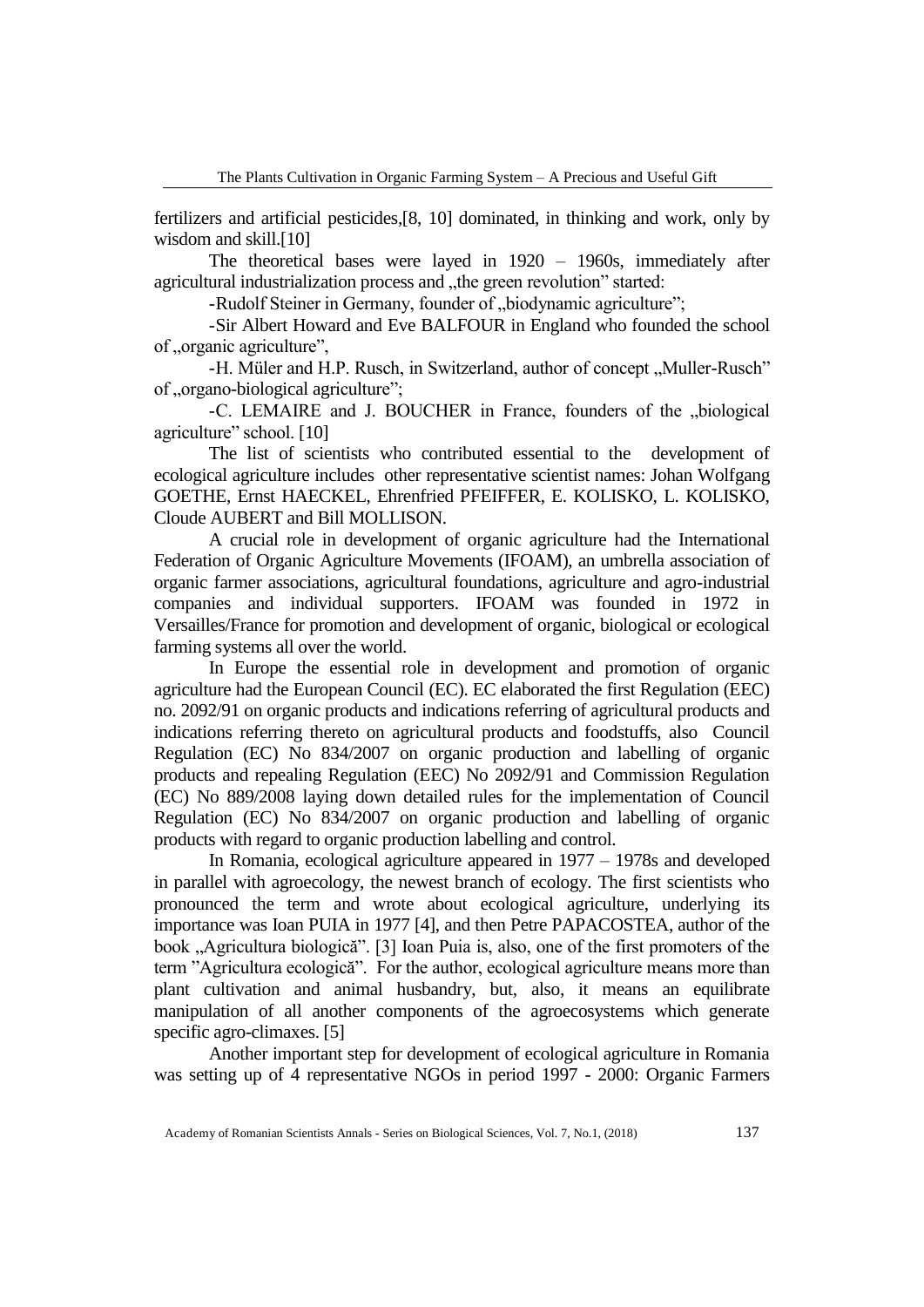fertilizers and artificial pesticides,[8, 10] dominated, in thinking and work, only by wisdom and skill.[10]

The theoretical bases were layed in 1920 – 1960s, immediately after agricultural industrialization process and „the green revolution" started:

-Rudolf Steiner in Germany, founder of „biodynamic agriculture";

-Sir Albert Howard and Eve BALFOUR in England who founded the school of „organic agriculture",

-H. Müler and H.P. Rusch, in Switzerland, author of concept „Muller-Rusch" of „organo-biological agriculture";

-C. LEMAIRE and J. BOUCHER in France, founders of the „biological agriculture" school. [10]

The list of scientists who contributed essential to the development of ecological agriculture includes other representative scientist names: Johan Wolfgang GOETHE, Ernst HAECKEL, Ehrenfried PFEIFFER, E. KOLISKO, L. KOLISKO, Cloude AUBERT and Bill MOLLISON.

A crucial role in development of organic agriculture had the International Federation of Organic Agriculture Movements (IFOAM), an umbrella association of organic farmer associations, agricultural foundations, agriculture and agro-industrial companies and individual supporters. IFOAM was founded in 1972 in Versailles/France for promotion and development of organic, biological or ecological farming systems all over the world.

In Europe the essential role in development and promotion of organic agriculture had the European Council (EC). EC elaborated the first Regulation (EEC) no. 2092/91 on organic products and indications referring of agricultural products and indications referring thereto on agricultural products and foodstuffs, also Council Regulation (EC) No 834/2007 on organic production and labelling of organic products and repealing Regulation (EEC) No 2092/91 and Commission Regulation (EC) No 889/2008 laying down detailed rules for the implementation of Council Regulation (EC) No 834/2007 on organic production and labelling of organic products with regard to organic production labelling and control.

In Romania, ecological agriculture appeared in 1977 – 1978s and developed in parallel with agroecology, the newest branch of ecology. The first scientists who pronounced the term and wrote about ecological agriculture, underlying its importance was Ioan PUIA in 1977 [4], and then Petre PAPACOSTEA, author of the book „Agricultura biologică". [3] Ioan Puia is, also, one of the first promoters of the term "Agricultura ecologică". For the author, ecological agriculture means more than plant cultivation and animal husbandry, but, also, it means an equilibrate manipulation of all another components of the agroecosystems which generate specific agro-climaxes. [5]

Another important step for development of ecological agriculture in Romania was setting up of 4 representative NGOs in period 1997 - 2000: Organic Farmers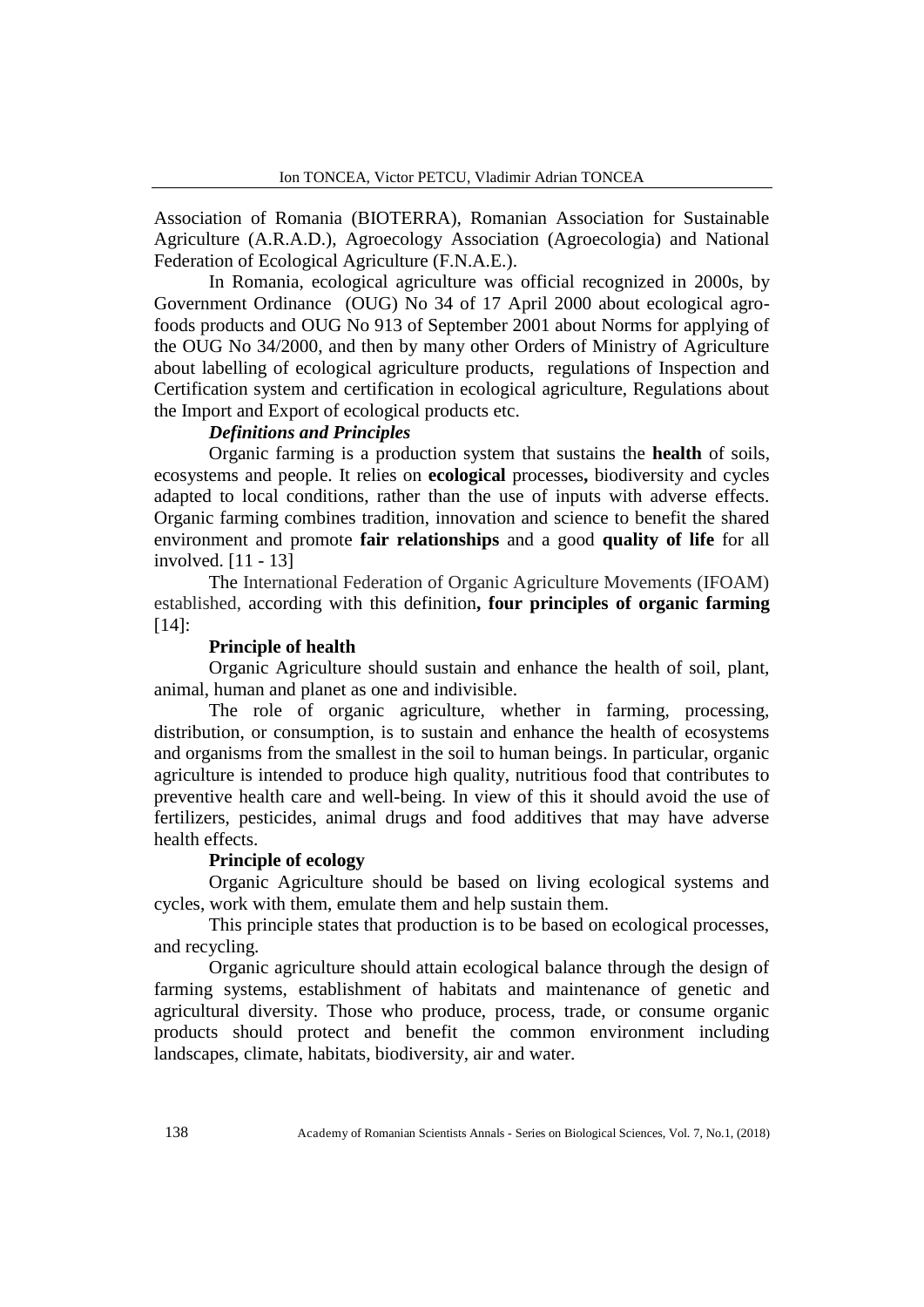Association of Romania (BIOTERRA), Romanian Association for Sustainable Agriculture (A.R.A.D.), Agroecology Association (Agroecologia) and National Federation of Ecological Agriculture (F.N.A.E.).

In Romania, ecological agriculture was official recognized in 2000s, by Government Ordinance (OUG) No 34 of 17 April 2000 about ecological agro-foods products and OUG No 913 of September 2001 about Norms for applying of the OUG No 34/2000, and then by many other Orders of Ministry of Agriculture about labelling of ecological agriculture products, regulations of Inspection and Certification system and certification in ecological agriculture, Regulations about the Import and Export of ecological products etc.

***Definitions and Principles***

Organic farming is a production system that sustains the **health** of soils, ecosystems and people. It relies on **ecological** processes**,** biodiversity and cycles adapted to local conditions, rather than the use of inputs with adverse effects. Organic farming combines tradition, innovation and science to benefit the shared environment and promote **fair relationships** and a good **quality of life** for all involved. [11 - 13]

The International Federation of Organic Agriculture Movements (IFOAM) established, according with this definition**, four principles of organic farming** [14]:

**Principle of health**

Organic Agriculture should sustain and enhance the health of soil, plant, animal, human and planet as one and indivisible.

The role of organic agriculture, whether in farming, processing, distribution, or consumption, is to sustain and enhance the health of ecosystems and organisms from the smallest in the soil to human beings. In particular, organic agriculture is intended to produce high quality, nutritious food that contributes to preventive health care and well-being. In view of this it should avoid the use of fertilizers, pesticides, animal drugs and food additives that may have adverse health effects.

**Principle of ecology**

Organic Agriculture should be based on living ecological systems and cycles, work with them, emulate them and help sustain them.

This principle states that production is to be based on ecological processes, and recycling.

Organic agriculture should attain ecological balance through the design of farming systems, establishment of habitats and maintenance of genetic and agricultural diversity. Those who produce, process, trade, or consume organic products should protect and benefit the common environment including landscapes, climate, habitats, biodiversity, air and water.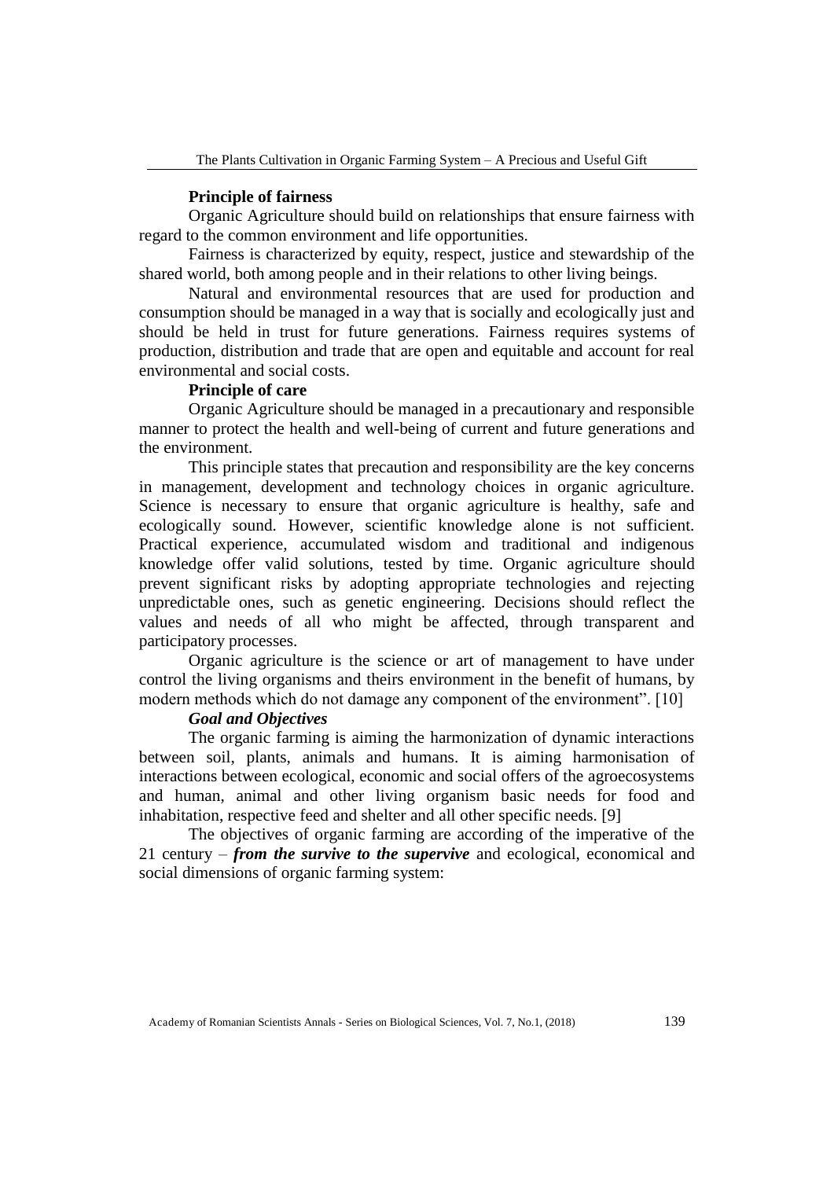**Principle of fairness**

Organic Agriculture should build on relationships that ensure fairness with regard to the common environment and life opportunities.

Fairness is characterized by equity, respect, justice and stewardship of the shared world, both among people and in their relations to other living beings.

Natural and environmental resources that are used for production and consumption should be managed in a way that is socially and ecologically just and should be held in trust for future generations. Fairness requires systems of production, distribution and trade that are open and equitable and account for real environmental and social costs.

**Principle of care**

Organic Agriculture should be managed in a precautionary and responsible manner to protect the health and well-being of current and future generations and the environment.

This principle states that precaution and responsibility are the key concerns in management, development and technology choices in organic agriculture. Science is necessary to ensure that organic agriculture is healthy, safe and ecologically sound. However, scientific knowledge alone is not sufficient. Practical experience, accumulated wisdom and traditional and indigenous knowledge offer valid solutions, tested by time. Organic agriculture should prevent significant risks by adopting appropriate technologies and rejecting unpredictable ones, such as genetic engineering. Decisions should reflect the values and needs of all who might be affected, through transparent and participatory processes.

Organic agriculture is the science or art of management to have under control the living organisms and theirs environment in the benefit of humans, by modern methods which do not damage any component of the environment". [10]

***Goal and Objectives***

The organic farming is aiming the harmonization of dynamic interactions between soil, plants, animals and humans. It is aiming harmonisation of interactions between ecological, economic and social offers of the agroecosystems and human, animal and other living organism basic needs for food and inhabitation, respective feed and shelter and all other specific needs. [9]

The objectives of organic farming are according of the imperative of the 21 century – ***from the survive to the supervive*** and ecological, economical and social dimensions of organic farming system: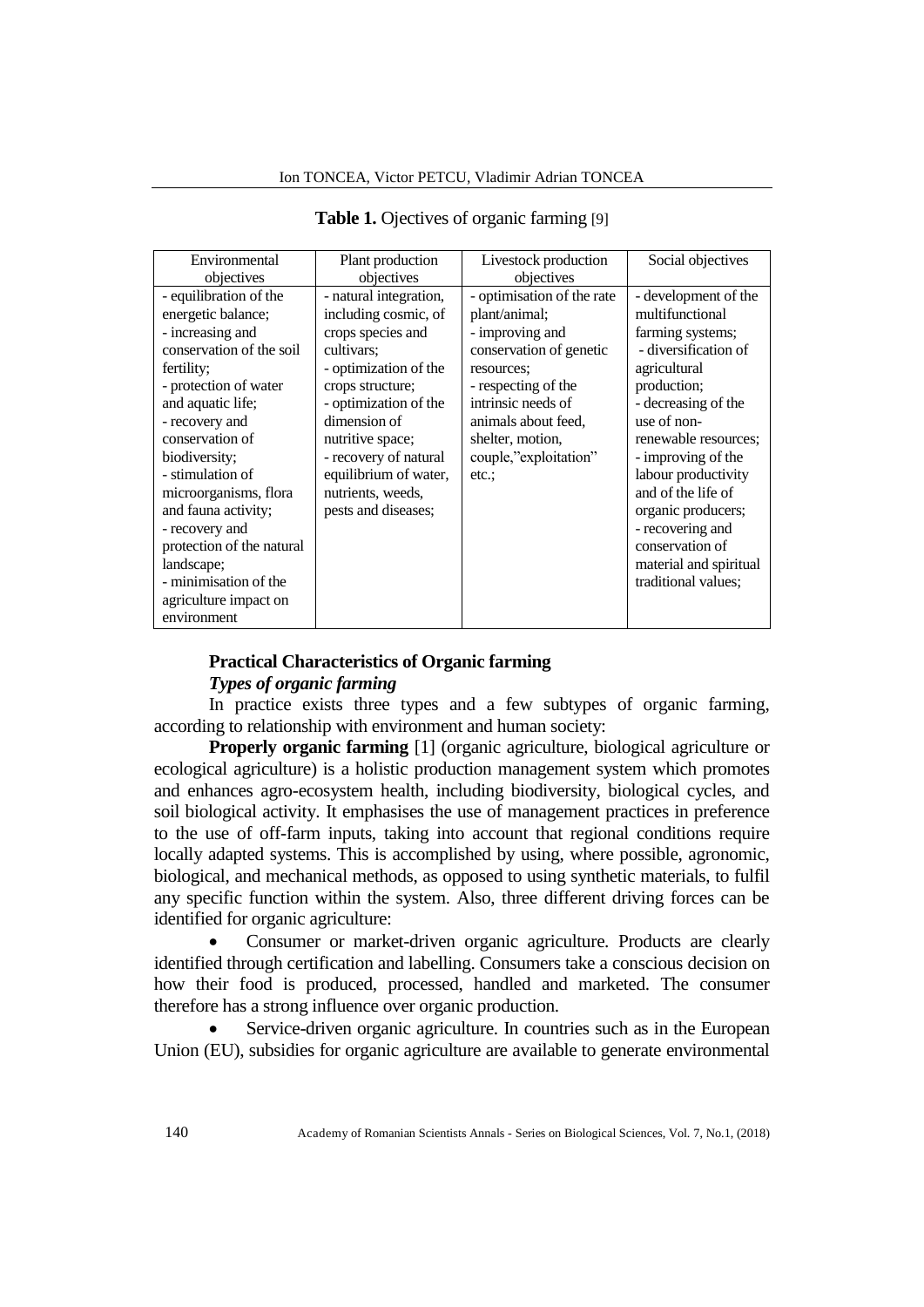**Table 1.** Ojectives of organic farming [9]

| Environmental objectives | Plant production objectives | Livestock production objectives | Social objectives |
|---|---|---|---|
| - equilibration of the energetic balance;<br>- increasing and conservation of the soil fertility;<br>- protection of water and aquatic life;<br>- recovery and conservation of biodiversity;<br>- stimulation of microorganisms, flora and fauna activity;<br>- recovery and protection of the natural landscape;<br>- minimisation of the agriculture impact on environment | - natural integration, including cosmic, of crops species and cultivars;<br>- optimization of the crops structure;<br>- optimization of the dimension of nutritive space;<br>- recovery of natural equilibrium of water, nutrients, weeds, pests and diseases; | - optimisation of the rate plant/animal;<br>- improving and conservation of genetic resources;<br>- respecting of the intrinsic needs of animals about feed, shelter, motion, couple,"exploitation" etc.; | - development of the multifunctional farming systems;<br>- diversification of agricultural production;<br>- decreasing of the use of non-renewable resources;<br>- improving of the labour productivity and of the life of organic producers;<br>- recovering and conservation of material and spiritual traditional values; |

## Practical Characteristics of Organic farming

### *Types of organic farming*

In practice exists three types and a few subtypes of organic farming, according to relationship with environment and human society:

**Properly organic farming** [1] (organic agriculture, biological agriculture or ecological agriculture) is a holistic production management system which promotes and enhances agro-ecosystem health, including biodiversity, biological cycles, and soil biological activity. It emphasises the use of management practices in preference to the use of off-farm inputs, taking into account that regional conditions require locally adapted systems. This is accomplished by using, where possible, agronomic, biological, and mechanical methods, as opposed to using synthetic materials, to fulfil any specific function within the system. Also, three different driving forces can be identified for organic agriculture:

- Consumer or market-driven organic agriculture. Products are clearly identified through certification and labelling. Consumers take a conscious decision on how their food is produced, processed, handled and marketed. The consumer therefore has a strong influence over organic production.
- Service-driven organic agriculture. In countries such as in the European Union (EU), subsidies for organic agriculture are available to generate environmental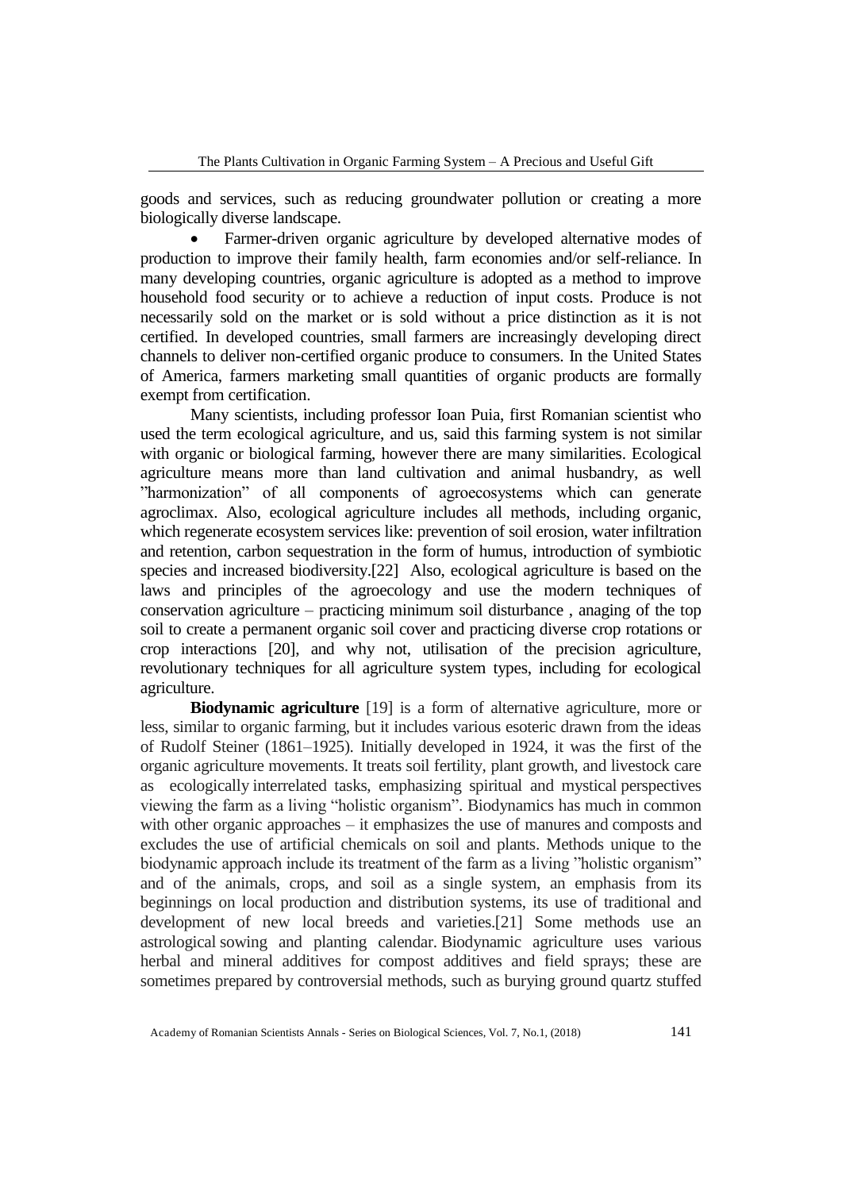goods and services, such as reducing groundwater pollution or creating a more biologically diverse landscape.

- Farmer-driven organic agriculture by developed alternative modes of production to improve their family health, farm economies and/or self-reliance. In many developing countries, organic agriculture is adopted as a method to improve household food security or to achieve a reduction of input costs. Produce is not necessarily sold on the market or is sold without a price distinction as it is not certified. In developed countries, small farmers are increasingly developing direct channels to deliver non-certified organic produce to consumers. In the United States of America, farmers marketing small quantities of organic products are formally exempt from certification.

Many scientists, including professor Ioan Puia, first Romanian scientist who used the term ecological agriculture, and us, said this farming system is not similar with organic or biological farming, however there are many similarities. Ecological agriculture means more than land cultivation and animal husbandry, as well ”harmonization” of all components of agroecosystems which can generate agroclimax. Also, ecological agriculture includes all methods, including organic, which regenerate ecosystem services like: prevention of soil erosion, water infiltration and retention, carbon sequestration in the form of humus, introduction of symbiotic species and increased biodiversity.[22] Also, ecological agriculture is based on the laws and principles of the agroecology and use the modern techniques of conservation agriculture – practicing minimum soil disturbance , anaging of the top soil to create a permanent organic soil cover and practicing diverse crop rotations or crop interactions [20], and why not, utilisation of the precision agriculture, revolutionary techniques for all agriculture system types, including for ecological agriculture.

**Biodynamic agriculture** [19] is a form of alternative agriculture, more or less, similar to organic farming, but it includes various esoteric drawn from the ideas of Rudolf Steiner (1861–1925). Initially developed in 1924, it was the first of the organic agriculture movements. It treats soil fertility, plant growth, and livestock care as ecologically interrelated tasks, emphasizing spiritual and mystical perspectives viewing the farm as a living “holistic organism”. Biodynamics has much in common with other organic approaches – it emphasizes the use of manures and composts and excludes the use of artificial chemicals on soil and plants. Methods unique to the biodynamic approach include its treatment of the farm as a living ”holistic organism” and of the animals, crops, and soil as a single system, an emphasis from its beginnings on local production and distribution systems, its use of traditional and development of new local breeds and varieties.[21] Some methods use an astrological sowing and planting calendar. Biodynamic agriculture uses various herbal and mineral additives for compost additives and field sprays; these are sometimes prepared by controversial methods, such as burying ground quartz stuffed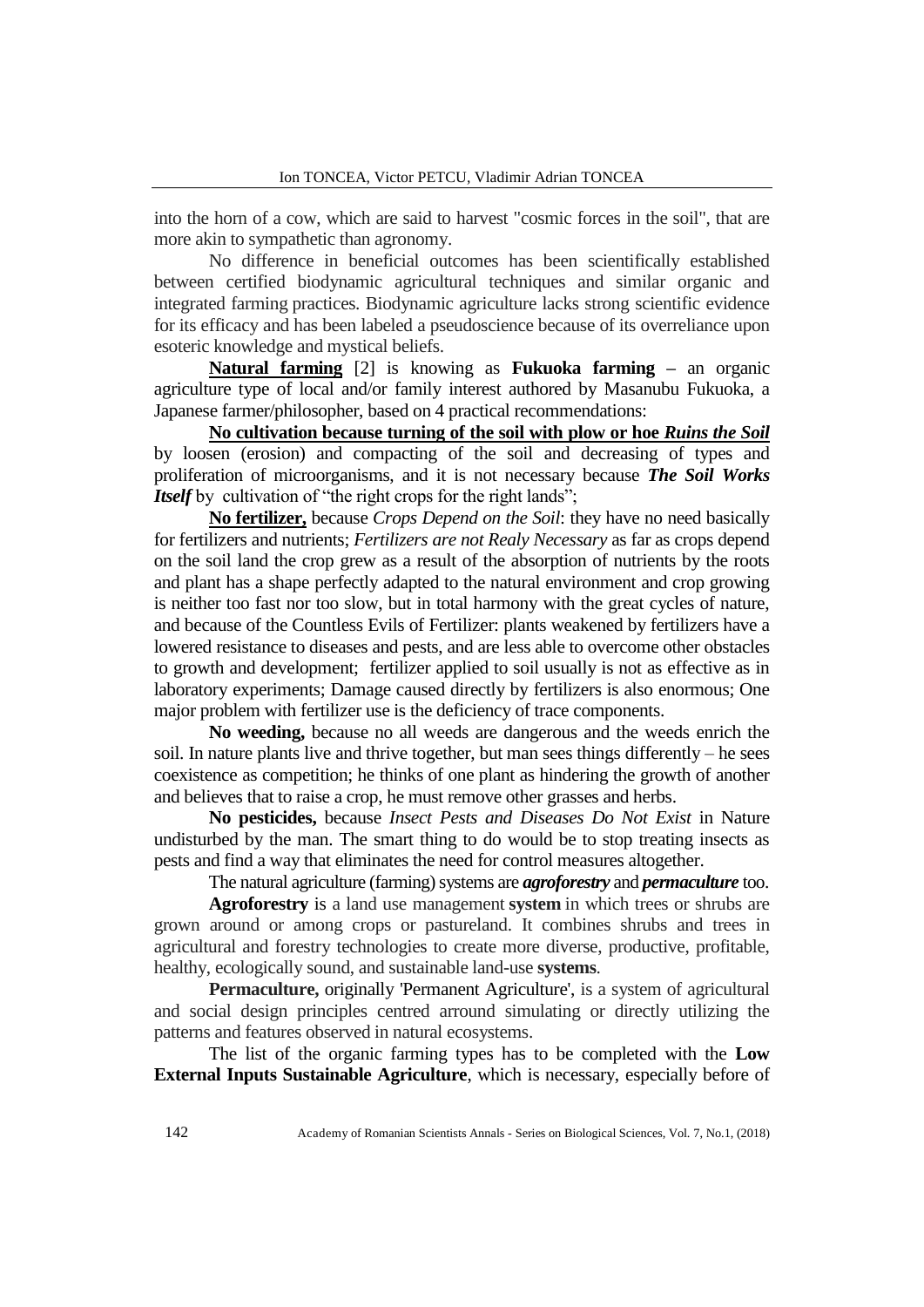into the horn of a cow, which are said to harvest "cosmic forces in the soil", that are more akin to sympathetic than agronomy.

No difference in beneficial outcomes has been scientifically established between certified biodynamic agricultural techniques and similar organic and integrated farming practices. Biodynamic agriculture lacks strong scientific evidence for its efficacy and has been labeled a pseudoscience because of its overreliance upon esoteric knowledge and mystical beliefs.

**<u>Natural farming</u>** [2] is knowing as **Fukuoka farming –** an organic agriculture type of local and/or family interest authored by Masanubu Fukuoka, a Japanese farmer/philosopher, based on 4 practical recommendations:

**<u>No cultivation because turning of the soil with plow or hoe *Ruins the Soil*</u>** by loosen (erosion) and compacting of the soil and decreasing of types and proliferation of microorganisms, and it is not necessary because ***The Soil Works Itself*** by cultivation of "the right crops for the right lands";

**<u>No fertilizer,</u>** because *Crops Depend on the Soil*: they have no need basically for fertilizers and nutrients; *Fertilizers are not Realy Necessary* as far as crops depend on the soil land the crop grew as a result of the absorption of nutrients by the roots and plant has a shape perfectly adapted to the natural environment and crop growing is neither too fast nor too slow, but in total harmony with the great cycles of nature, and because of the Countless Evils of Fertilizer: plants weakened by fertilizers have a lowered resistance to diseases and pests, and are less able to overcome other obstacles to growth and development; fertilizer applied to soil usually is not as effective as in laboratory experiments; Damage caused directly by fertilizers is also enormous; One major problem with fertilizer use is the deficiency of trace components.

**No weeding,** because no all weeds are dangerous and the weeds enrich the soil. In nature plants live and thrive together, but man sees things differently – he sees coexistence as competition; he thinks of one plant as hindering the growth of another and believes that to raise a crop, he must remove other grasses and herbs.

**No pesticides,** because *Insect Pests and Diseases Do Not Exist* in Nature undisturbed by the man. The smart thing to do would be to stop treating insects as pests and find a way that eliminates the need for control measures altogether.

The natural agriculture (farming) systems are ***agroforestry*** and ***permaculture*** too.

**Agroforestry** is a land use management **system** in which trees or shrubs are grown around or among crops or pastureland. It combines shrubs and trees in agricultural and forestry technologies to create more diverse, productive, profitable, healthy, ecologically sound, and sustainable land-use **systems**.

**Permaculture,** originally 'Permanent Agriculture', is a system of agricultural and social design principles centred arround simulating or directly utilizing the patterns and features observed in natural ecosystems.

The list of the organic farming types has to be completed with the **Low External Inputs Sustainable Agriculture**, which is necessary, especially before of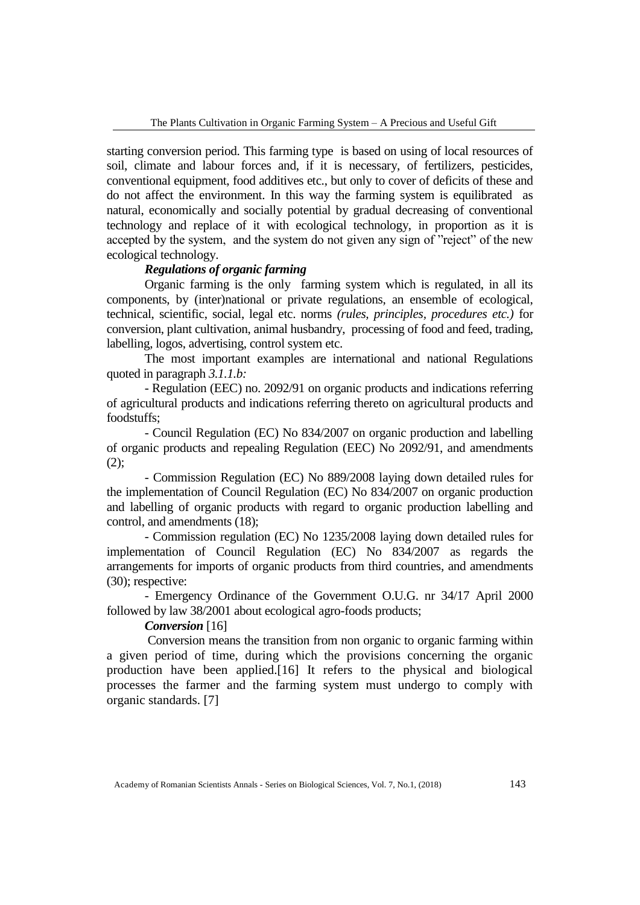starting conversion period. This farming type is based on using of local resources of soil, climate and labour forces and, if it is necessary, of fertilizers, pesticides, conventional equipment, food additives etc., but only to cover of deficits of these and do not affect the environment. In this way the farming system is equilibrated as natural, economically and socially potential by gradual decreasing of conventional technology and replace of it with ecological technology, in proportion as it is accepted by the system, and the system do not given any sign of "reject" of the new ecological technology.

***Regulations of organic farming***

Organic farming is the only farming system which is regulated, in all its components, by (inter)national or private regulations, an ensemble of ecological, technical, scientific, social, legal etc. norms *(rules, principles, procedures etc.)* for conversion, plant cultivation, animal husbandry, processing of food and feed, trading, labelling, logos, advertising, control system etc.

The most important examples are international and national Regulations quoted in paragraph *3.1.1.b:*

- Regulation (EEC) no. 2092/91 on organic products and indications referring of agricultural products and indications referring thereto on agricultural products and foodstuffs;
- Council Regulation (EC) No 834/2007 on organic production and labelling of organic products and repealing Regulation (EEC) No 2092/91, and amendments (2);
- Commission Regulation (EC) No 889/2008 laying down detailed rules for the implementation of Council Regulation (EC) No 834/2007 on organic production and labelling of organic products with regard to organic production labelling and control, and amendments (18);
- Commission regulation (EC) No 1235/2008 laying down detailed rules for implementation of Council Regulation (EC) No 834/2007 as regards the arrangements for imports of organic products from third countries, and amendments (30); respective:
- Emergency Ordinance of the Government O.U.G. nr 34/17 April 2000 followed by law 38/2001 about ecological agro-foods products;

***Conversion*** [16]

Conversion means the transition from non organic to organic farming within a given period of time, during which the provisions concerning the organic production have been applied.[16] It refers to the physical and biological processes the farmer and the farming system must undergo to comply with organic standards. [7]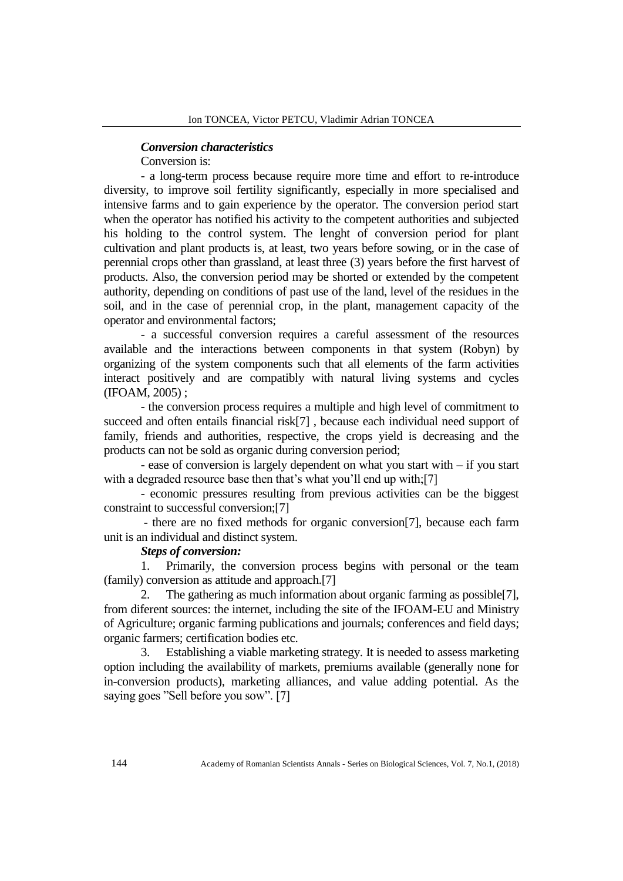***Conversion characteristics***

Conversion is:

- a long-term process because require more time and effort to re-introduce diversity, to improve soil fertility significantly, especially in more specialised and intensive farms and to gain experience by the operator. The conversion period start when the operator has notified his activity to the competent authorities and subjected his holding to the control system. The lenght of conversion period for plant cultivation and plant products is, at least, two years before sowing, or in the case of perennial crops other than grassland, at least three (3) years before the first harvest of products. Also, the conversion period may be shorted or extended by the competent authority, depending on conditions of past use of the land, level of the residues in the soil, and in the case of perennial crop, in the plant, management capacity of the operator and environmental factors;

- a successful conversion requires a careful assessment of the resources available and the interactions between components in that system (Robyn) by organizing of the system components such that all elements of the farm activities interact positively and are compatibly with natural living systems and cycles (IFOAM, 2005) ;

- the conversion process requires a multiple and high level of commitment to succeed and often entails financial risk[7] , because each individual need support of family, friends and authorities, respective, the crops yield is decreasing and the products can not be sold as organic during conversion period;

- ease of conversion is largely dependent on what you start with – if you start with a degraded resource base then that's what you'll end up with;[7]

- economic pressures resulting from previous activities can be the biggest constraint to successful conversion;[7]

- there are no fixed methods for organic conversion[7], because each farm unit is an individual and distinct system.

***Steps of conversion:***

1. Primarily, the conversion process begins with personal or the team (family) conversion as attitude and approach.[7]
2. The gathering as much information about organic farming as possible[7], from diferent sources: the internet, including the site of the IFOAM-EU and Ministry of Agriculture; organic farming publications and journals; conferences and field days; organic farmers; certification bodies etc.
3. Establishing a viable marketing strategy. It is needed to assess marketing option including the availability of markets, premiums available (generally none for in-conversion products), marketing alliances, and value adding potential. As the saying goes "Sell before you sow". [7]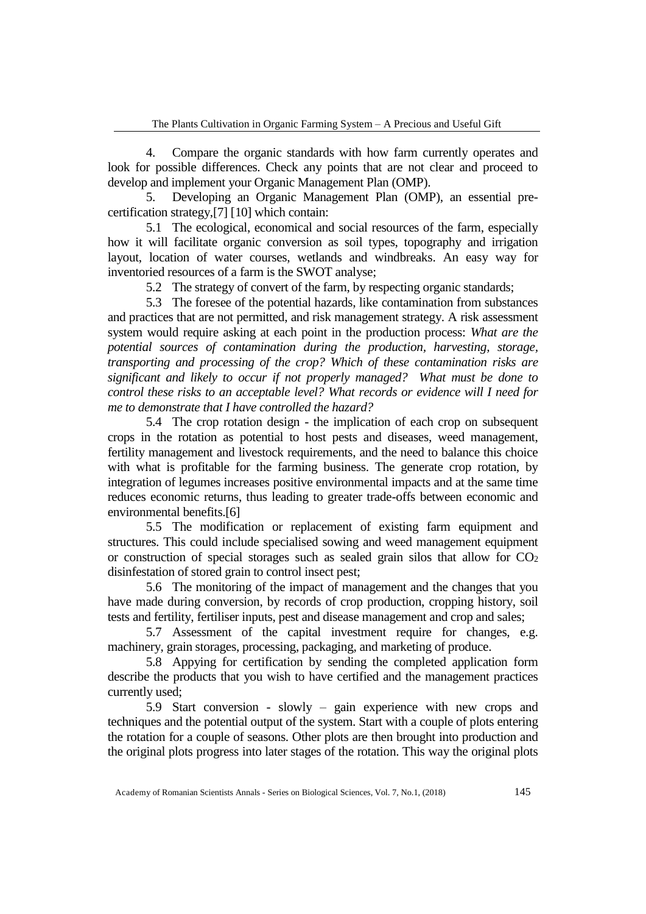4. Compare the organic standards with how farm currently operates and look for possible differences. Check any points that are not clear and proceed to develop and implement your Organic Management Plan (OMP).

5. Developing an Organic Management Plan (OMP), an essential pre-certification strategy,[7] [10] which contain:

5.1 The ecological, economical and social resources of the farm, especially how it will facilitate organic conversion as soil types, topography and irrigation layout, location of water courses, wetlands and windbreaks. An easy way for inventoried resources of a farm is the SWOT analyse;

5.2 The strategy of convert of the farm, by respecting organic standards;

5.3 The foresee of the potential hazards, like contamination from substances and practices that are not permitted, and risk management strategy. A risk assessment system would require asking at each point in the production process: *What are the potential sources of contamination during the production, harvesting, storage, transporting and processing of the crop? Which of these contamination risks are significant and likely to occur if not properly managed? What must be done to control these risks to an acceptable level? What records or evidence will I need for me to demonstrate that I have controlled the hazard?*

5.4 The crop rotation design - the implication of each crop on subsequent crops in the rotation as potential to host pests and diseases, weed management, fertility management and livestock requirements, and the need to balance this choice with what is profitable for the farming business. The generate crop rotation, by integration of legumes increases positive environmental impacts and at the same time reduces economic returns, thus leading to greater trade-offs between economic and environmental benefits.[6]

5.5 The modification or replacement of existing farm equipment and structures. This could include specialised sowing and weed management equipment or construction of special storages such as sealed grain silos that allow for $CO_2$ disinfestation of stored grain to control insect pest;

5.6 The monitoring of the impact of management and the changes that you have made during conversion, by records of crop production, cropping history, soil tests and fertility, fertiliser inputs, pest and disease management and crop and sales;

5.7 Assessment of the capital investment require for changes, e.g. machinery, grain storages, processing, packaging, and marketing of produce.

5.8 Appying for certification by sending the completed application form describe the products that you wish to have certified and the management practices currently used;

5.9 Start conversion - slowly – gain experience with new crops and techniques and the potential output of the system. Start with a couple of plots entering the rotation for a couple of seasons. Other plots are then brought into production and the original plots progress into later stages of the rotation. This way the original plots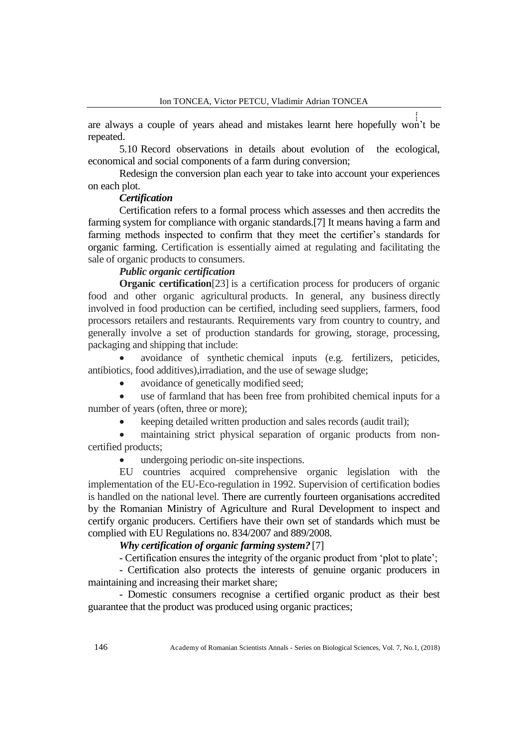are always a couple of years ahead and mistakes learnt here hopefully won't be repeated.

5.10 Record observations in details about evolution of the ecological, economical and social components of a farm during conversion;

Redesign the conversion plan each year to take into account your experiences on each plot.

***Certification***

Certification refers to a formal process which assesses and then accredits the farming system for compliance with organic standards.[7] It means having a farm and farming methods inspected to confirm that they meet the certifier's standards for organic farming. Certification is essentially aimed at regulating and facilitating the sale of organic products to consumers.

***Public organic certification***

**Organic certification**[23] is a certification process for producers of organic food and other organic agricultural products. In general, any business directly involved in food production can be certified, including seed suppliers, farmers, food processors retailers and restaurants. Requirements vary from country to country, and generally involve a set of production standards for growing, storage, processing, packaging and shipping that include:

- avoidance of synthetic chemical inputs (e.g. fertilizers, peticides, antibiotics, food additives),irradiation, and the use of sewage sludge;
- avoidance of genetically modified seed;
- use of farmland that has been free from prohibited chemical inputs for a number of years (often, three or more);
- keeping detailed written production and sales records (audit trail);
- maintaining strict physical separation of organic products from non-certified products;
- undergoing periodic on-site inspections.

EU countries acquired comprehensive organic legislation with the implementation of the EU-Eco-regulation in 1992. Supervision of certification bodies is handled on the national level. There are currently fourteen organisations accredited by the Romanian Ministry of Agriculture and Rural Development to inspect and certify organic producers. Certifiers have their own set of standards which must be complied with EU Regulations no. 834/2007 and 889/2008.

***Why certification of organic farming system?*** [7]

- Certification ensures the integrity of the organic product from 'plot to plate';

- Certification also protects the interests of genuine organic producers in maintaining and increasing their market share;

- Domestic consumers recognise a certified organic product as their best guarantee that the product was produced using organic practices;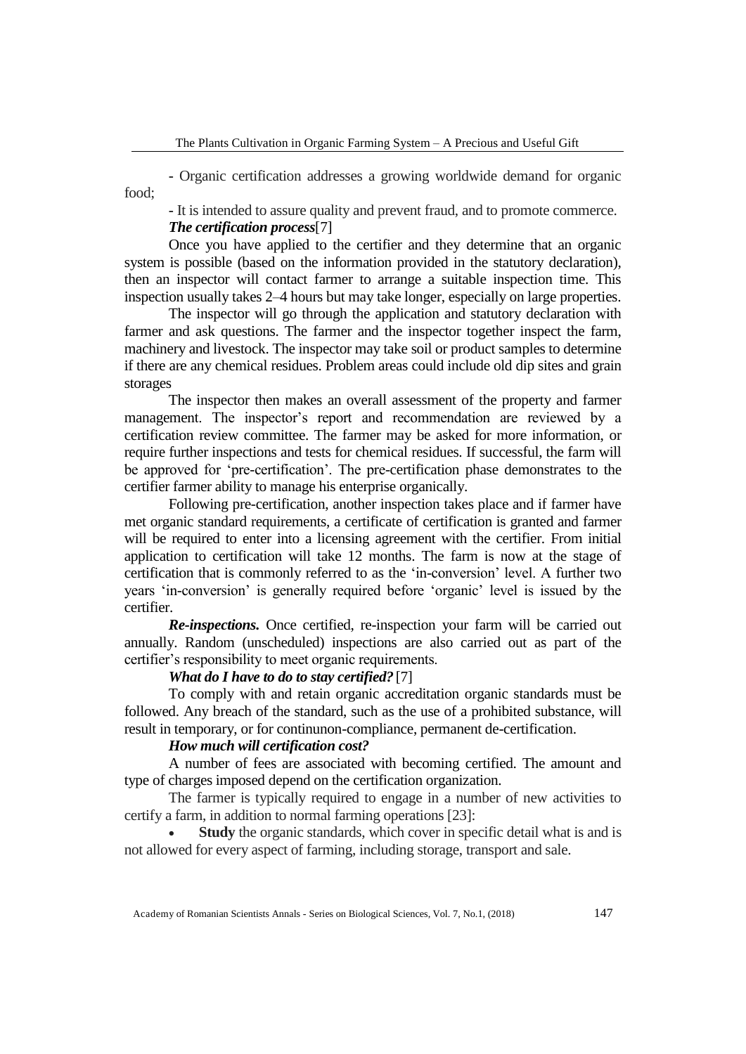- Organic certification addresses a growing worldwide demand for organic food;

- It is intended to assure quality and prevent fraud, and to promote commerce.

***The certification process***[7]

Once you have applied to the certifier and they determine that an organic system is possible (based on the information provided in the statutory declaration), then an inspector will contact farmer to arrange a suitable inspection time. This inspection usually takes 2–4 hours but may take longer, especially on large properties.

The inspector will go through the application and statutory declaration with farmer and ask questions. The farmer and the inspector together inspect the farm, machinery and livestock. The inspector may take soil or product samples to determine if there are any chemical residues. Problem areas could include old dip sites and grain storages

The inspector then makes an overall assessment of the property and farmer management. The inspector's report and recommendation are reviewed by a certification review committee. The farmer may be asked for more information, or require further inspections and tests for chemical residues. If successful, the farm will be approved for 'pre-certification'. The pre-certification phase demonstrates to the certifier farmer ability to manage his enterprise organically.

Following pre-certification, another inspection takes place and if farmer have met organic standard requirements, a certificate of certification is granted and farmer will be required to enter into a licensing agreement with the certifier. From initial application to certification will take 12 months. The farm is now at the stage of certification that is commonly referred to as the 'in-conversion' level. A further two years 'in-conversion' is generally required before 'organic' level is issued by the certifier.

***Re-inspections.*** Once certified, re-inspection your farm will be carried out annually. Random (unscheduled) inspections are also carried out as part of the certifier's responsibility to meet organic requirements.

***What do I have to do to stay certified?***[7]

To comply with and retain organic accreditation organic standards must be followed. Any breach of the standard, such as the use of a prohibited substance, will result in temporary, or for continunon-compliance, permanent de-certification.

***How much will certification cost?***

A number of fees are associated with becoming certified. The amount and type of charges imposed depend on the certification organization.

The farmer is typically required to engage in a number of new activities to certify a farm, in addition to normal farming operations [23]:

- **Study** the organic standards, which cover in specific detail what is and is not allowed for every aspect of farming, including storage, transport and sale.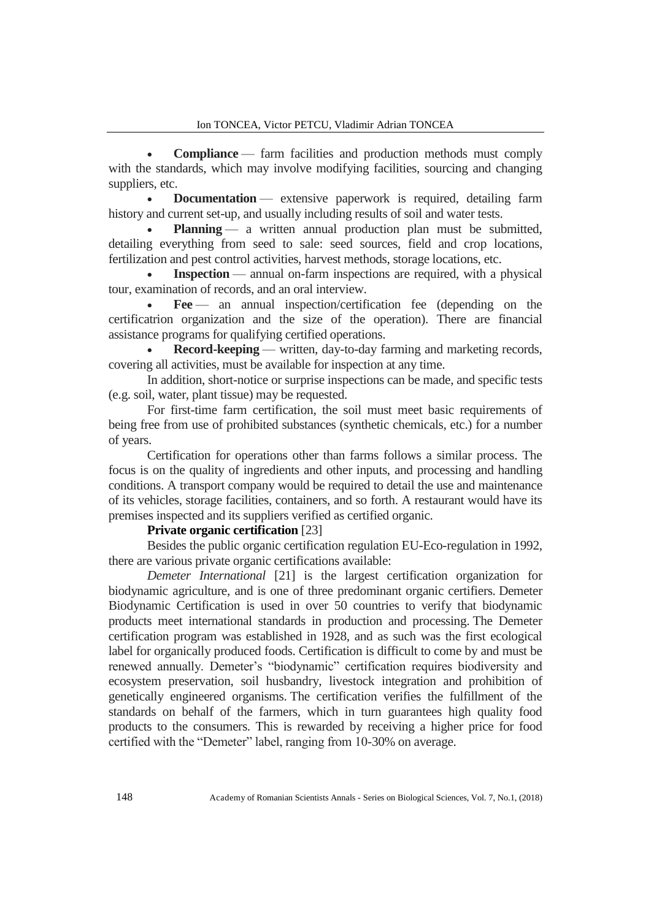- **Compliance** — farm facilities and production methods must comply with the standards, which may involve modifying facilities, sourcing and changing suppliers, etc.
- **Documentation** — extensive paperwork is required, detailing farm history and current set-up, and usually including results of soil and water tests.
- **Planning** — a written annual production plan must be submitted, detailing everything from seed to sale: seed sources, field and crop locations, fertilization and pest control activities, harvest methods, storage locations, etc.
- **Inspection** — annual on-farm inspections are required, with a physical tour, examination of records, and an oral interview.
- **Fee** — an annual inspection/certification fee (depending on the certificatrion organization and the size of the operation). There are financial assistance programs for qualifying certified operations.
- **Record-keeping** — written, day-to-day farming and marketing records, covering all activities, must be available for inspection at any time.

In addition, short-notice or surprise inspections can be made, and specific tests (e.g. soil, water, plant tissue) may be requested.

For first-time farm certification, the soil must meet basic requirements of being free from use of prohibited substances (synthetic chemicals, etc.) for a number of years.

Certification for operations other than farms follows a similar process. The focus is on the quality of ingredients and other inputs, and processing and handling conditions. A transport company would be required to detail the use and maintenance of its vehicles, storage facilities, containers, and so forth. A restaurant would have its premises inspected and its suppliers verified as certified organic.

**Private organic certification** [23]

Besides the public organic certification regulation EU-Eco-regulation in 1992, there are various private organic certifications available:

*Demeter International* [21] is the largest certification organization for biodynamic agriculture, and is one of three predominant organic certifiers. Demeter Biodynamic Certification is used in over 50 countries to verify that biodynamic products meet international standards in production and processing. The Demeter certification program was established in 1928, and as such was the first ecological label for organically produced foods. Certification is difficult to come by and must be renewed annually. Demeter's "biodynamic" certification requires biodiversity and ecosystem preservation, soil husbandry, livestock integration and prohibition of genetically engineered organisms. The certification verifies the fulfillment of the standards on behalf of the farmers, which in turn guarantees high quality food products to the consumers. This is rewarded by receiving a higher price for food certified with the "Demeter" label, ranging from 10-30% on average.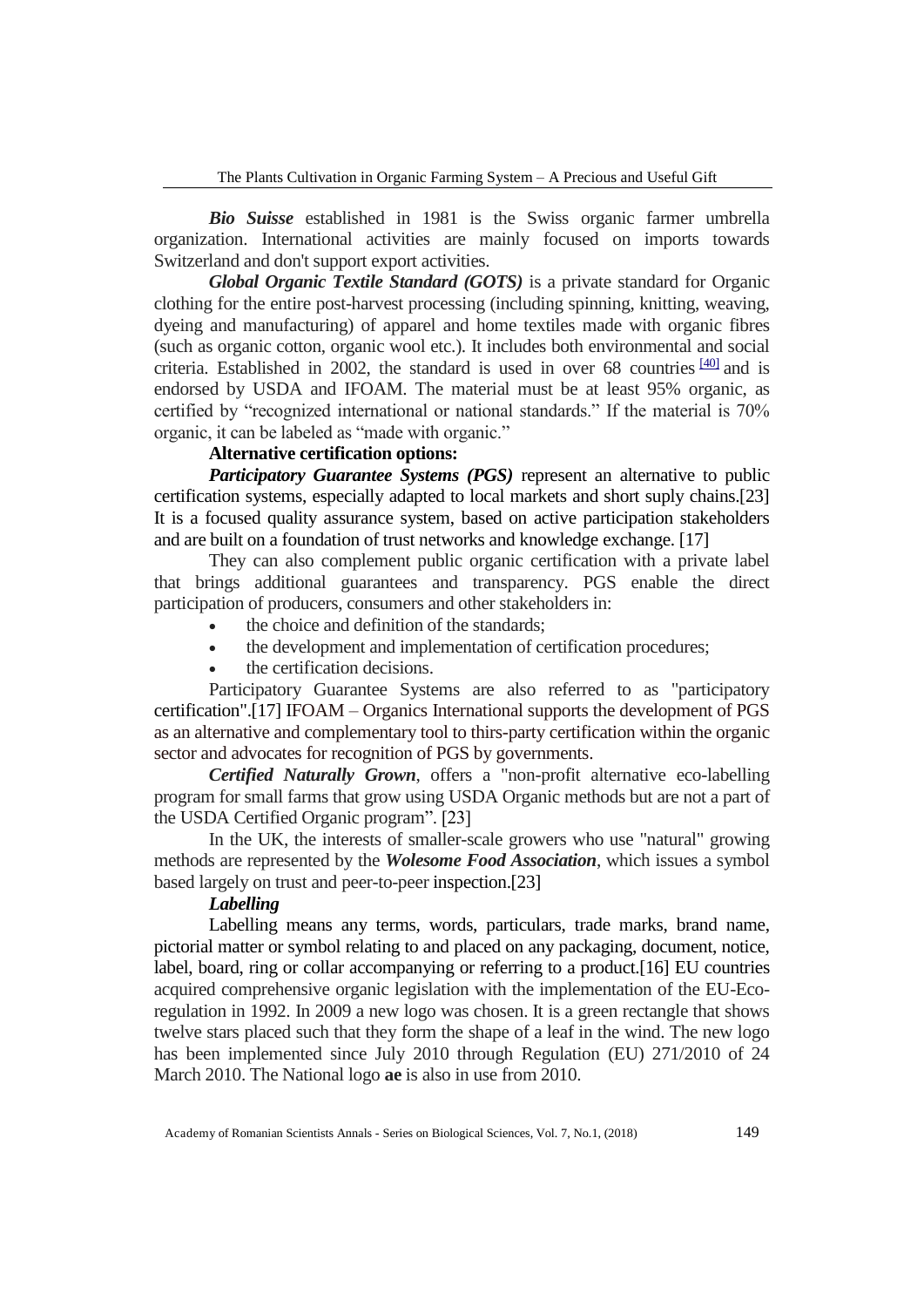***Bio Suisse*** established in 1981 is the Swiss organic farmer umbrella organization. International activities are mainly focused on imports towards Switzerland and don't support export activities.

***Global Organic Textile Standard (GOTS)*** is a private standard for Organic clothing for the entire post-harvest processing (including spinning, knitting, weaving, dyeing and manufacturing) of apparel and home textiles made with organic fibres (such as organic cotton, organic wool etc.). It includes both environmental and social criteria. Established in 2002, the standard is used in over 68 countries [40] and is endorsed by USDA and IFOAM. The material must be at least 95% organic, as certified by "recognized international or national standards." If the material is 70% organic, it can be labeled as "made with organic."

**Alternative certification options:**

***Participatory Guarantee Systems (PGS)*** represent an alternative to public certification systems, especially adapted to local markets and short suply chains.[23] It is a focused quality assurance system, based on active participation stakeholders and are built on a foundation of trust networks and knowledge exchange. [17]

They can also complement public organic certification with a private label that brings additional guarantees and transparency. PGS enable the direct participation of producers, consumers and other stakeholders in:

- the choice and definition of the standards;
- the development and implementation of certification procedures;
- the certification decisions.

Participatory Guarantee Systems are also referred to as "participatory certification".[17] IFOAM – Organics International supports the development of PGS as an alternative and complementary tool to thirs-party certification within the organic sector and advocates for recognition of PGS by governments.

***Certified Naturally Grown***, offers a "non-profit alternative eco-labelling program for small farms that grow using USDA Organic methods but are not a part of the USDA Certified Organic program". [23]

In the UK, the interests of smaller-scale growers who use "natural" growing methods are represented by the ***Wolesome Food Association***, which issues a symbol based largely on trust and peer-to-peer inspection.[23]

***Labelling***

Labelling means any terms, words, particulars, trade marks, brand name, pictorial matter or symbol relating to and placed on any packaging, document, notice, label, board, ring or collar accompanying or referring to a product.[16] EU countries acquired comprehensive organic legislation with the implementation of the EU-Eco-regulation in 1992. In 2009 a new logo was chosen. It is a green rectangle that shows twelve stars placed such that they form the shape of a leaf in the wind. The new logo has been implemented since July 2010 through Regulation (EU) 271/2010 of 24 March 2010. The National logo **ae** is also in use from 2010.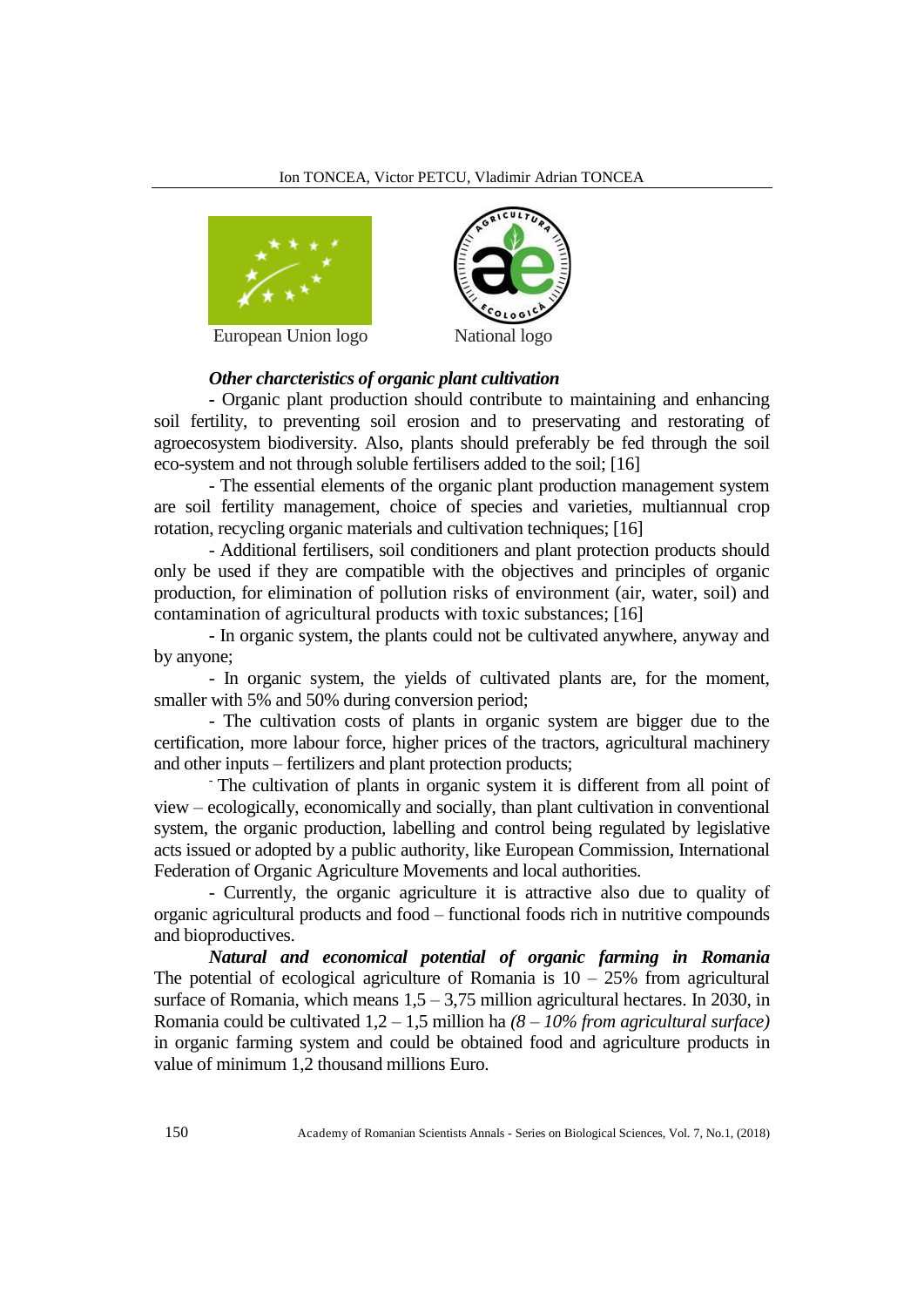European Union logo National logo

***Other charcteristics of organic plant cultivation***

- Organic plant production should contribute to maintaining and enhancing soil fertility, to preventing soil erosion and to preservating and restorating of agroecosystem biodiversity. Also, plants should preferably be fed through the soil eco-system and not through soluble fertilisers added to the soil; [16]

- The essential elements of the organic plant production management system are soil fertility management, choice of species and varieties, multiannual crop rotation, recycling organic materials and cultivation techniques; [16]

- Additional fertilisers, soil conditioners and plant protection products should only be used if they are compatible with the objectives and principles of organic production, for elimination of pollution risks of environment (air, water, soil) and contamination of agricultural products with toxic substances; [16]

- In organic system, the plants could not be cultivated anywhere, anyway and by anyone;

- In organic system, the yields of cultivated plants are, for the moment, smaller with 5% and 50% during conversion period;

- The cultivation costs of plants in organic system are bigger due to the certification, more labour force, higher prices of the tractors, agricultural machinery and other inputs – fertilizers and plant protection products;

- The cultivation of plants in organic system it is different from all point of view – ecologically, economically and socially, than plant cultivation in conventional system, the organic production, labelling and control being regulated by legislative acts issued or adopted by a public authority, like European Commission, International Federation of Organic Agriculture Movements and local authorities.

- Currently, the organic agriculture it is attractive also due to quality of organic agricultural products and food – functional foods rich in nutritive compounds and bioproductives.

***Natural and economical potential of organic farming in Romania***

The potential of ecological agriculture of Romania is 10 – 25% from agricultural surface of Romania, which means 1,5 – 3,75 million agricultural hectares. In 2030, in Romania could be cultivated 1,2 – 1,5 million ha *(8 – 10% from agricultural surface)* in organic farming system and could be obtained food and agriculture products in value of minimum 1,2 thousand millions Euro.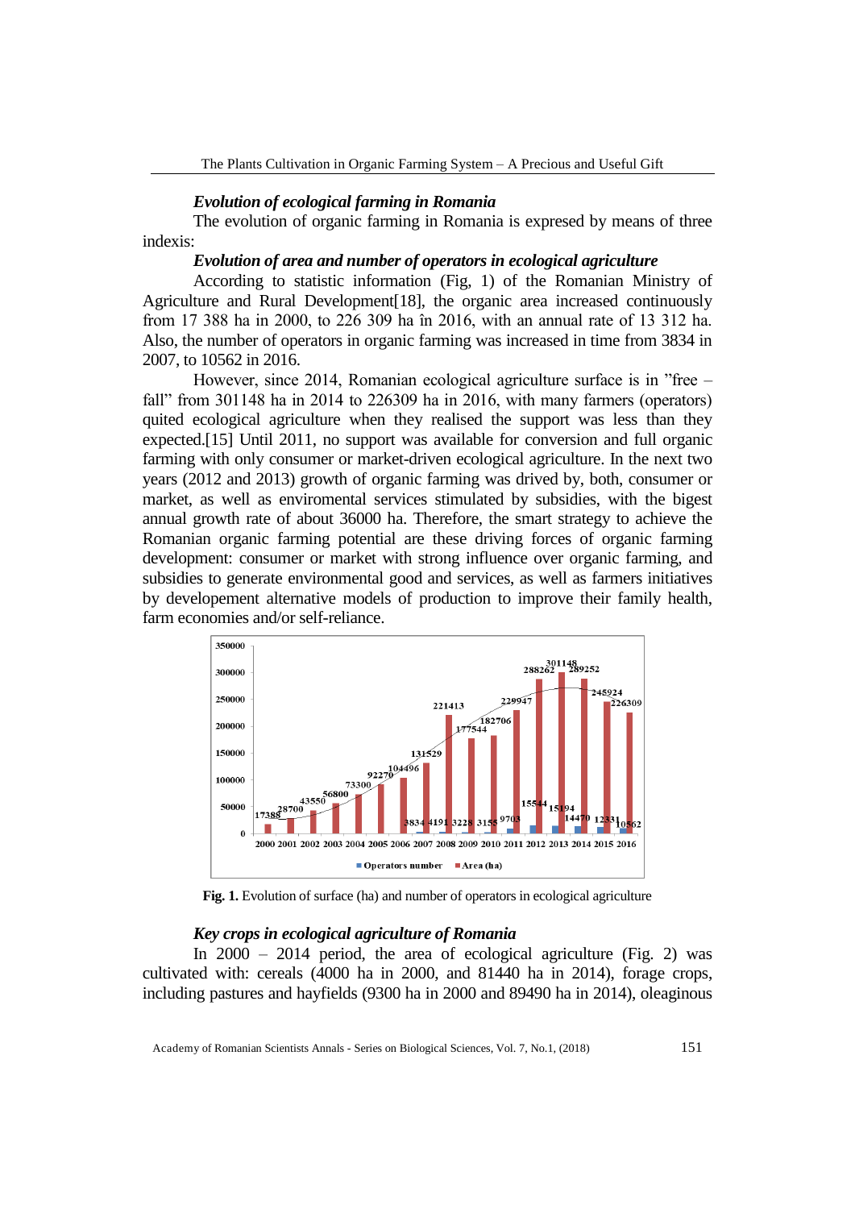### *Evolution of ecological farming in Romania*

The evolution of organic farming in Romania is expresed by means of three indexis:

### *Evolution of area and number of operators in ecological agriculture*

According to statistic information (Fig, 1) of the Romanian Ministry of Agriculture and Rural Development[18], the organic area increased continuously from 17 388 ha in 2000, to 226 309 ha în 2016, with an annual rate of 13 312 ha. Also, the number of operators in organic farming was increased in time from 3834 in 2007, to 10562 in 2016.

However, since 2014, Romanian ecological agriculture surface is in "free – fall" from 301148 ha in 2014 to 226309 ha in 2016, with many farmers (operators) quited ecological agriculture when they realised the support was less than they expected.[15] Until 2011, no support was available for conversion and full organic farming with only consumer or market-driven ecological agriculture. In the next two years (2012 and 2013) growth of organic farming was drived by, both, consumer or market, as well as enviromental services stimulated by subsidies, with the bigest annual growth rate of about 36000 ha. Therefore, the smart strategy to achieve the Romanian organic farming potential are these driving forces of organic farming development: consumer or market with strong influence over organic farming, and subsidies to generate environmental good and services, as well as farmers initiatives by developement alternative models of production to improve their family health, farm economies and/or self-reliance.

**Fig. 1.** Evolution of surface (ha) and number of operators in ecological agriculture

### *Key crops in ecological agriculture of Romania*

In 2000 – 2014 period, the area of ecological agriculture (Fig. 2) was cultivated with: cereals (4000 ha in 2000, and 81440 ha in 2014), forage crops, including pastures and hayfields (9300 ha in 2000 and 89490 ha in 2014), oleaginous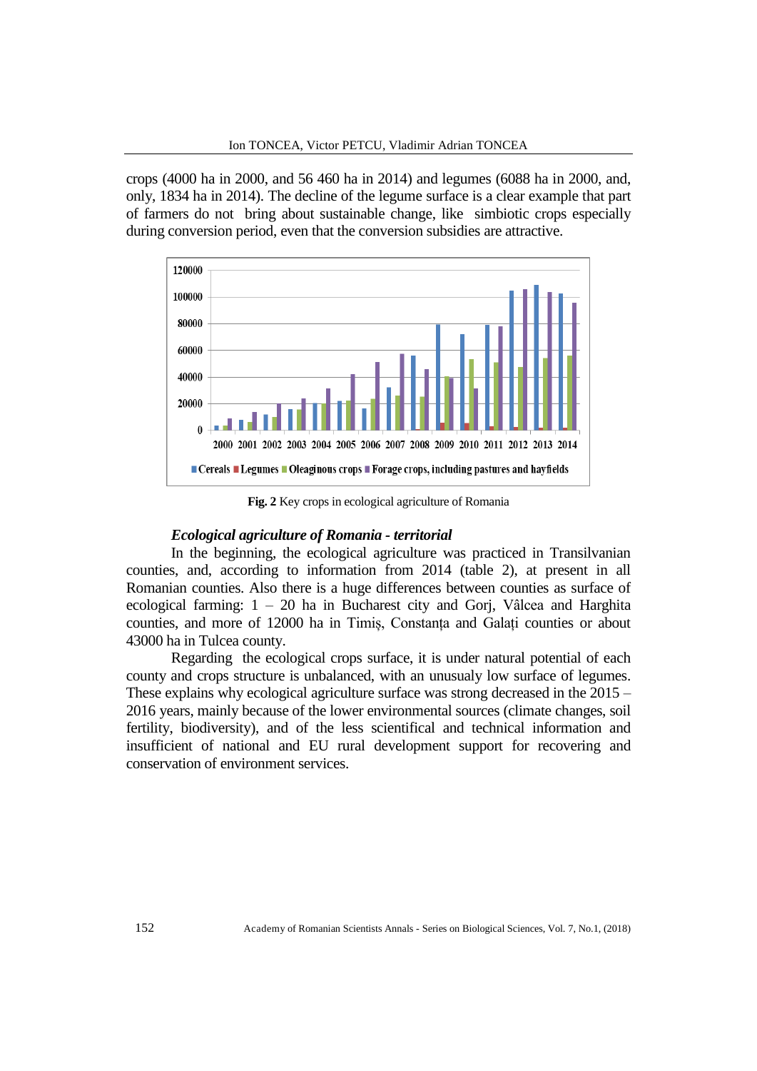crops (4000 ha in 2000, and 56 460 ha in 2014) and legumes (6088 ha in 2000, and, only, 1834 ha in 2014). The decline of the legume surface is a clear example that part of farmers do not bring about sustainable change, like simbiotic crops especially during conversion period, even that the conversion subsidies are attractive.

**Fig. 2** Key crops in ecological agriculture of Romania

### *Ecological agriculture of Romania - territorial*

In the beginning, the ecological agriculture was practiced in Transilvanian counties, and, according to information from 2014 (table 2), at present in all Romanian counties. Also there is a huge differences between counties as surface of ecological farming: 1 – 20 ha in Bucharest city and Gorj, Vâlcea and Harghita counties, and more of 12000 ha in Timiș, Constanța and Galați counties or about 43000 ha in Tulcea county.

Regarding the ecological crops surface, it is under natural potential of each county and crops structure is unbalanced, with an unusualy low surface of legumes. These explains why ecological agriculture surface was strong decreased in the 2015 – 2016 years, mainly because of the lower environmental sources (climate changes, soil fertility, biodiversity), and of the less scientifical and technical information and insufficient of national and EU rural development support for recovering and conservation of environment services.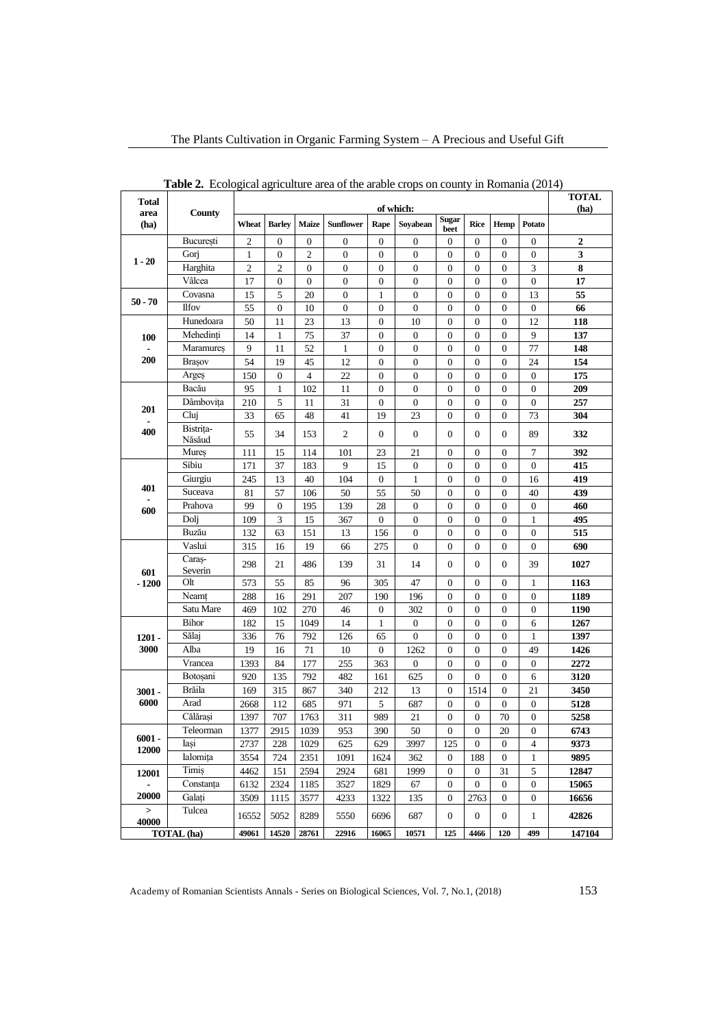**Table 2.** Ecological agriculture area of the arable crops on county in Romania (2014)

| Total area (ha) | County | of which: | | | | | | | | | | TOTAL (ha) |
|---|---|---|---|---|---|---|---|---|---|---|---|---|
| | | Wheat | Barley | Maize | Sunflower | Rape | Soyabean | Sugar beet | Rice | Hemp | Potato | |
| 1 - 20 | București | 2 | 0 | 0 | 0 | 0 | 0 | 0 | 0 | 0 | 0 | **2** |
| | Gorj | 1 | 0 | 2 | 0 | 0 | 0 | 0 | 0 | 0 | 0 | **3** |
| | Harghita | 2 | 2 | 0 | 0 | 0 | 0 | 0 | 0 | 0 | 3 | **8** |
| | Vâlcea | 17 | 0 | 0 | 0 | 0 | 0 | 0 | 0 | 0 | 0 | **17** |
| 50 - 70 | Covasna | 15 | 5 | 20 | 0 | 1 | 0 | 0 | 0 | 0 | 13 | **55** |
| | Ilfov | 55 | 0 | 10 | 0 | 0 | 0 | 0 | 0 | 0 | 0 | **66** |
| 100 - 200 | Hunedoara | 50 | 11 | 23 | 13 | 0 | 10 | 0 | 0 | 0 | 12 | **118** |
| | Mehedinți | 14 | 1 | 75 | 37 | 0 | 0 | 0 | 0 | 0 | 9 | **137** |
| | Maramureș | 9 | 11 | 52 | 1 | 0 | 0 | 0 | 0 | 0 | 77 | **148** |
| | Brașov | 54 | 19 | 45 | 12 | 0 | 0 | 0 | 0 | 0 | 24 | **154** |
| | Argeș | 150 | 0 | 4 | 22 | 0 | 0 | 0 | 0 | 0 | 0 | **175** |
| 201 - 400 | Bacău | 95 | 1 | 102 | 11 | 0 | 0 | 0 | 0 | 0 | 0 | **209** |
| | Dâmbovița | 210 | 5 | 11 | 31 | 0 | 0 | 0 | 0 | 0 | 0 | **257** |
| | Cluj | 33 | 65 | 48 | 41 | 19 | 23 | 0 | 0 | 0 | 73 | **304** |
| | Bistrița-Năsăud | 55 | 34 | 153 | 2 | 0 | 0 | 0 | 0 | 0 | 89 | **332** |
| | Mureș | 111 | 15 | 114 | 101 | 23 | 21 | 0 | 0 | 0 | 7 | **392** |
| 401 - 600 | Sibiu | 171 | 37 | 183 | 9 | 15 | 0 | 0 | 0 | 0 | 0 | **415** |
| | Giurgiu | 245 | 13 | 40 | 104 | 0 | 1 | 0 | 0 | 0 | 16 | **419** |
| | Suceava | 81 | 57 | 106 | 50 | 55 | 50 | 0 | 0 | 0 | 40 | **439** |
| | Prahova | 99 | 0 | 195 | 139 | 28 | 0 | 0 | 0 | 0 | 0 | **460** |
| | Dolj | 109 | 3 | 15 | 367 | 0 | 0 | 0 | 0 | 0 | 1 | **495** |
| | Buzău | 132 | 63 | 151 | 13 | 156 | 0 | 0 | 0 | 0 | 0 | **515** |
| 601 - 1200 | Vaslui | 315 | 16 | 19 | 66 | 275 | 0 | 0 | 0 | 0 | 0 | **690** |
| | Caraș-Severin | 298 | 21 | 486 | 139 | 31 | 14 | 0 | 0 | 0 | 39 | **1027** |
| | Olt | 573 | 55 | 85 | 96 | 305 | 47 | 0 | 0 | 0 | 1 | **1163** |
| | Neamț | 288 | 16 | 291 | 207 | 190 | 196 | 0 | 0 | 0 | 0 | **1189** |
| | Satu Mare | 469 | 102 | 270 | 46 | 0 | 302 | 0 | 0 | 0 | 0 | **1190** |
| 1201 - 3000 | Bihor | 182 | 15 | 1049 | 14 | 1 | 0 | 0 | 0 | 0 | 6 | **1267** |
| | Sălaj | 336 | 76 | 792 | 126 | 65 | 0 | 0 | 0 | 0 | 1 | **1397** |
| | Alba | 19 | 16 | 71 | 10 | 0 | 1262 | 0 | 0 | 0 | 49 | **1426** |
| | Vrancea | 1393 | 84 | 177 | 255 | 363 | 0 | 0 | 0 | 0 | 0 | **2272** |
| 3001 - 6000 | Botoșani | 920 | 135 | 792 | 482 | 161 | 625 | 0 | 0 | 0 | 6 | **3120** |
| | Brăila | 169 | 315 | 867 | 340 | 212 | 13 | 0 | 1514 | 0 | 21 | **3450** |
| | Arad | 2668 | 112 | 685 | 971 | 5 | 687 | 0 | 0 | 0 | 0 | **5128** |
| | Călărași | 1397 | 707 | 1763 | 311 | 989 | 21 | 0 | 0 | 70 | 0 | **5258** |
| 6001 - 12000 | Teleorman | 1377 | 2915 | 1039 | 953 | 390 | 50 | 0 | 0 | 20 | 0 | **6743** |
| | Iași | 2737 | 228 | 1029 | 625 | 629 | 3997 | 125 | 0 | 0 | 4 | **9373** |
| | Ialomița | 3554 | 724 | 2351 | 1091 | 1624 | 362 | 0 | 188 | 0 | 1 | **9895** |
| 12001 - 20000 | Timiș | 4462 | 151 | 2594 | 2924 | 681 | 1999 | 0 | 0 | 31 | 5 | **12847** |
| | Constanța | 6132 | 2324 | 1185 | 3527 | 1829 | 67 | 0 | 0 | 0 | 0 | **15065** |
| | Galați | 3509 | 1115 | 3577 | 4233 | 1322 | 135 | 0 | 2763 | 0 | 0 | **16656** |
| > 40000 | Tulcea | 16552 | 5052 | 8289 | 5550 | 6696 | 687 | 0 | 0 | 0 | 1 | **42826** |
| **TOTAL (ha)** | | **49061** | **14520** | **28761** | **22916** | **16065** | **10571** | **125** | **4466** | **120** | **499** | **147104** |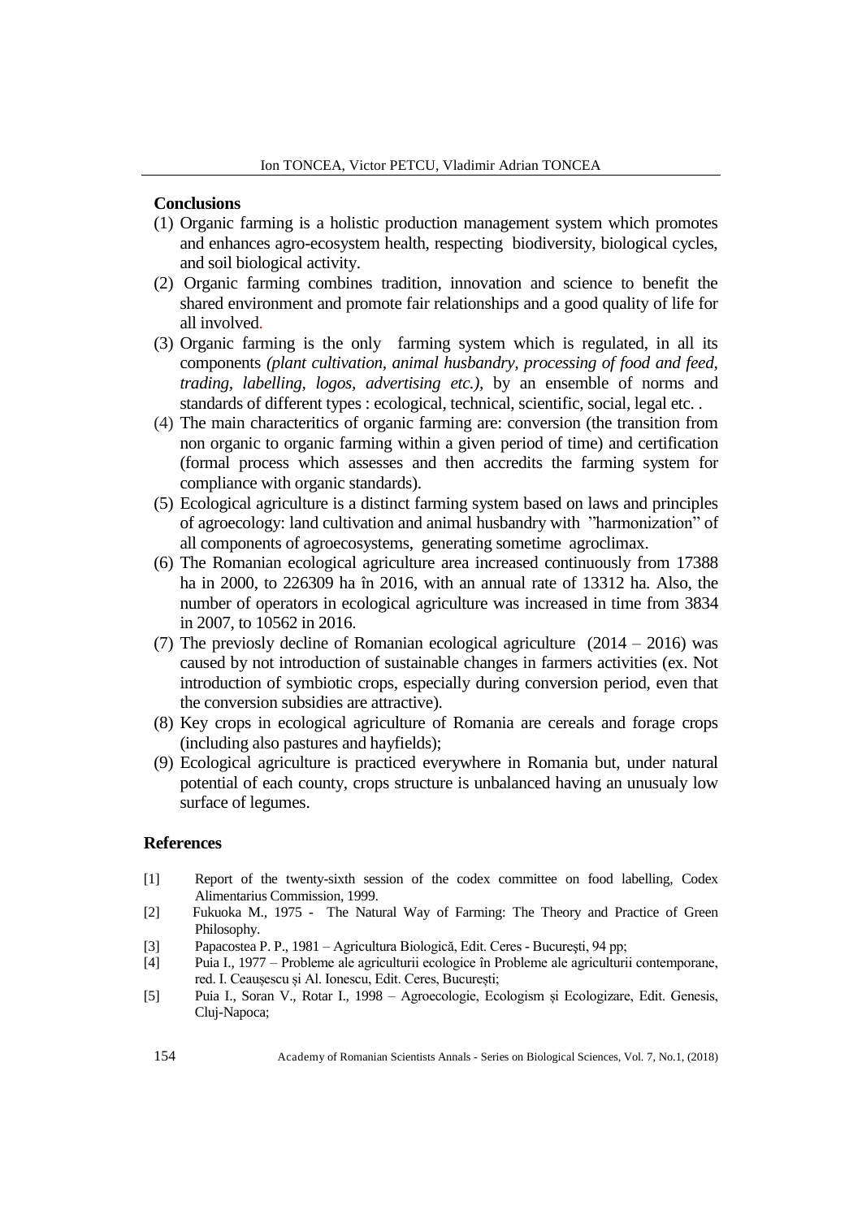## Conclusions

(1) Organic farming is a holistic production management system which promotes and enhances agro-ecosystem health, respecting biodiversity, biological cycles, and soil biological activity.

(2) Organic farming combines tradition, innovation and science to benefit the shared environment and promote fair relationships and a good quality of life for all involved.

(3) Organic farming is the only farming system which is regulated, in all its components *(plant cultivation, animal husbandry, processing of food and feed, trading, labelling, logos, advertising etc.)*, by an ensemble of norms and standards of different types : ecological, technical, scientific, social, legal etc. .

(4) The main characteritics of organic farming are: conversion (the transition from non organic to organic farming within a given period of time) and certification (formal process which assesses and then accredits the farming system for compliance with organic standards).

(5) Ecological agriculture is a distinct farming system based on laws and principles of agroecology: land cultivation and animal husbandry with ”harmonization” of all components of agroecosystems, generating sometime agroclimax.

(6) The Romanian ecological agriculture area increased continuously from 17388 ha in 2000, to 226309 ha în 2016, with an annual rate of 13312 ha. Also, the number of operators in ecological agriculture was increased in time from 3834 in 2007, to 10562 in 2016.

(7) The previosly decline of Romanian ecological agriculture (2014 – 2016) was caused by not introduction of sustainable changes in farmers activities (ex. Not introduction of symbiotic crops, especially during conversion period, even that the conversion subsidies are attractive).

(8) Key crops in ecological agriculture of Romania are cereals and forage crops (including also pastures and hayfields);

(9) Ecological agriculture is practiced everywhere in Romania but, under natural potential of each county, crops structure is unbalanced having an unusualy low surface of legumes.

## References

[1] Report of the twenty-sixth session of the codex committee on food labelling, Codex Alimentarius Commission, 1999.

[2] Fukuoka M., 1975 - The Natural Way of Farming: The Theory and Practice of Green Philosophy.

[3] Papacostea P. P., 1981 – Agricultura Biologică, Edit. Ceres - București, 94 pp;

[4] Puia I., 1977 – Probleme ale agriculturii ecologice în Probleme ale agriculturii contemporane, red. I. Ceaușescu și Al. Ionescu, Edit. Ceres, București;

[5] Puia I., Soran V., Rotar I., 1998 – Agroecologie, Ecologism și Ecologizare, Edit. Genesis, Cluj-Napoca;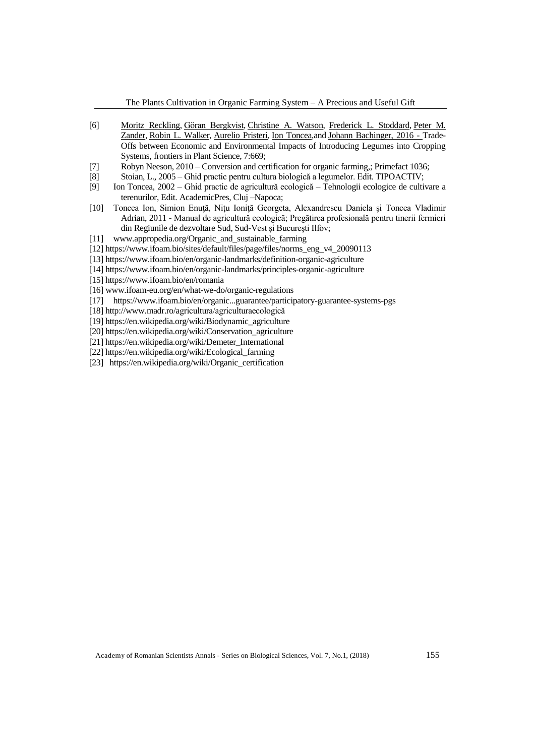[6] Moritz Reckling, Göran Bergkvist, Christine A. Watson, Frederick L. Stoddard, Peter M. Zander, Robin L. Walker, Aurelio Pristeri, Ion Toncea,and Johann Bachinger, 2016 - Trade-Offs between Economic and Environmental Impacts of Introducing Legumes into Cropping Systems, frontiers in Plant Science, 7:669;

[7] Robyn Neeson, 2010 – Conversion and certification for organic farming,; Primefact 1036;

[8] Stoian, L., 2005 – Ghid practic pentru cultura biologică a legumelor. Edit. TIPOACTIV;

[9] Ion Toncea, 2002 – Ghid practic de agricultură ecologică – Tehnologii ecologice de cultivare a terenurilor, Edit. AcademicPres, Cluj –Napoca;

[10] Toncea Ion, Simion Enuţă, Niţu Ioniţă Georgeta, Alexandrescu Daniela şi Toncea Vladimir Adrian, 2011 - Manual de agricultură ecologică; Pregătirea profesională pentru tinerii fermieri din Regiunile de dezvoltare Sud, Sud-Vest şi Bucureşti Ilfov;

[11] www.appropedia.org/Organic_and_sustainable_farming

[12] https://www.ifoam.bio/sites/default/files/page/files/norms_eng_v4_20090113

[13] https://www.ifoam.bio/en/organic-landmarks/definition-organic-agriculture

[14] https://www.ifoam.bio/en/organic-landmarks/principles-organic-agriculture

[15] https://www.ifoam.bio/en/romania

[16] www.ifoam-eu.org/en/what-we-do/organic-regulations

[17] https://www.ifoam.bio/en/organic...guarantee/participatory-guarantee-systems-pgs

[18] http://www.madr.ro/agricultura/agriculturaecologică

[19] https://en.wikipedia.org/wiki/Biodynamic_agriculture

[20] https://en.wikipedia.org/wiki/Conservation_agriculture

[21] https://en.wikipedia.org/wiki/Demeter_International

[22] https://en.wikipedia.org/wiki/Ecological_farming

[23] https://en.wikipedia.org/wiki/Organic_certification